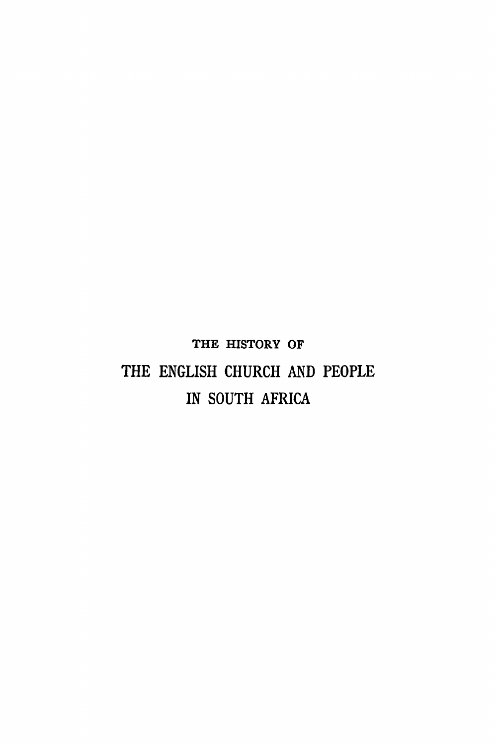THE HISTORY OF

# THE ENGLISH CHURCH AND PEOPLE IN SOUTH AFRICA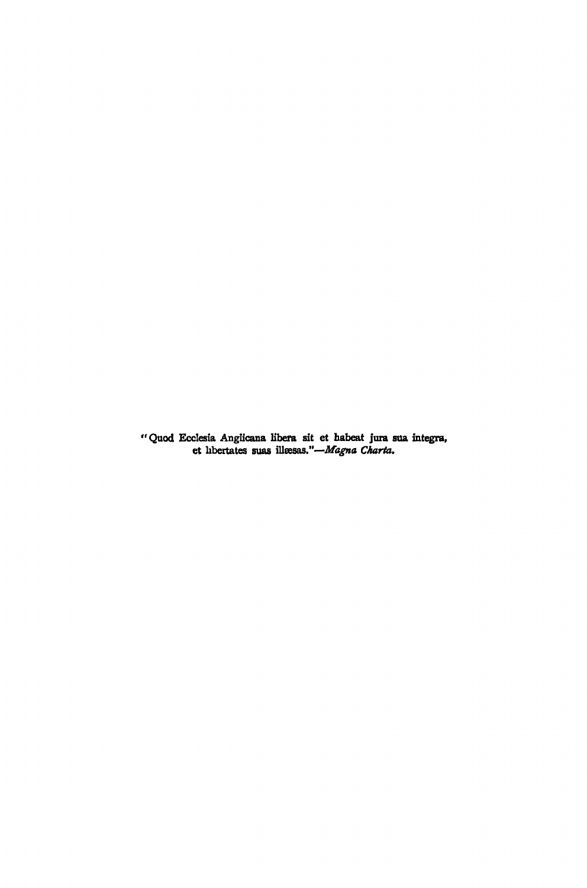"Quod Ecclesia Anglicana libera sit et habeat jura sua integra, et libertates suas illæsas."—*Magna Charta.*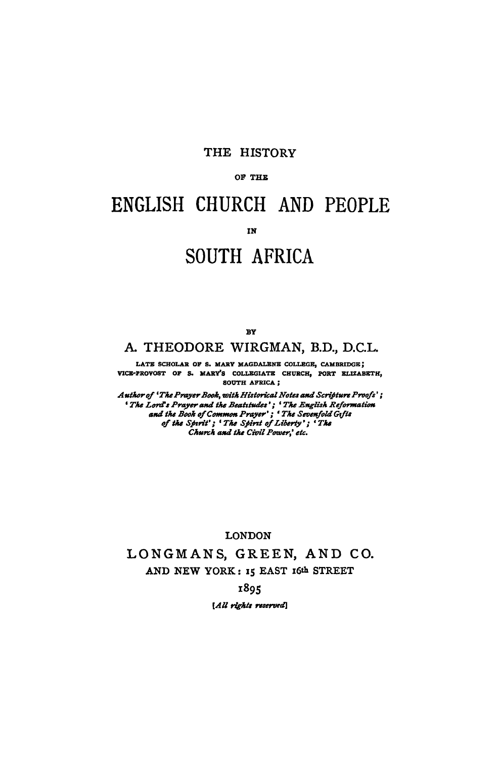# THE HISTORY

OF THE

# ENGLISH CHURCH AND PEOPLE

IN

# SOUTH AFRICA

BY

## A. THEODORE WIRGMAN, B.D., D.C.L.

LATE SCHOLAR OF S. MARY MAGDALENE COLLEGE, CAMBRIDGE; VICE-PROVOST OF S. MARY'S COLLEGIATE CHURCH, PORT ELIZABETH, SOUTH AFRICA;

*Author of 'The Prayer Book, with Historical Notes and Scripture Proofs'; 'The Lord's Prayer and the Beatitudes'; 'The English Reformation and the Book of Common Prayer'; 'The Sevenfold Gifts of the Spirit'; 'The Spirit of Liberty'; 'The Church and the Civil Power,' etc.*

LONDON

LONGMANS, GREEN, AND CO.

AND NEW YORK: 15 EAST 16th STREET

1895

*[All rights reserved]*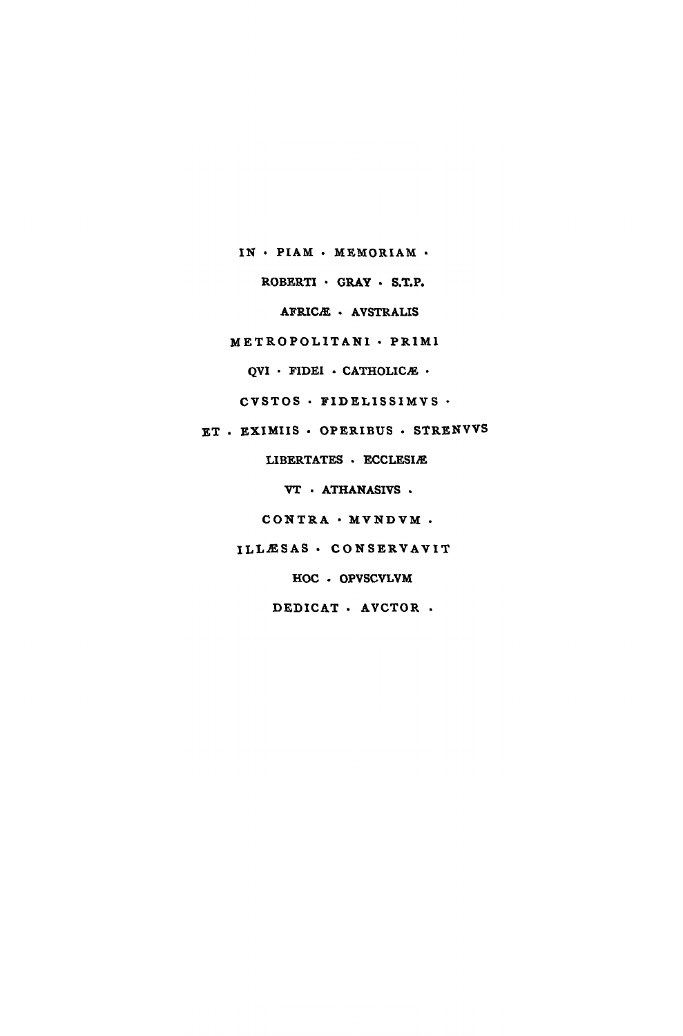IN · PIAM · MEMORIAM ·

ROBERTI · GRAY · S.T.P.

AFRICÆ · AVSTRALIS

METROPOLITANI · PRIMI

QVI · FIDEI · CATHOLICÆ ·

CVSTOS · FIDELISSIMVS ·

ET · EXIMIIS · OPERIBUS · STRENVVS

LIBERTATES · ECCLESIÆ

VT · ATHANASIVS ·

CONTRA · MVNDVM ·

ILLÆSAS · CONSERVAVIT

HOC · OPVSCVLVM

DEDICAT · AVCTOR ·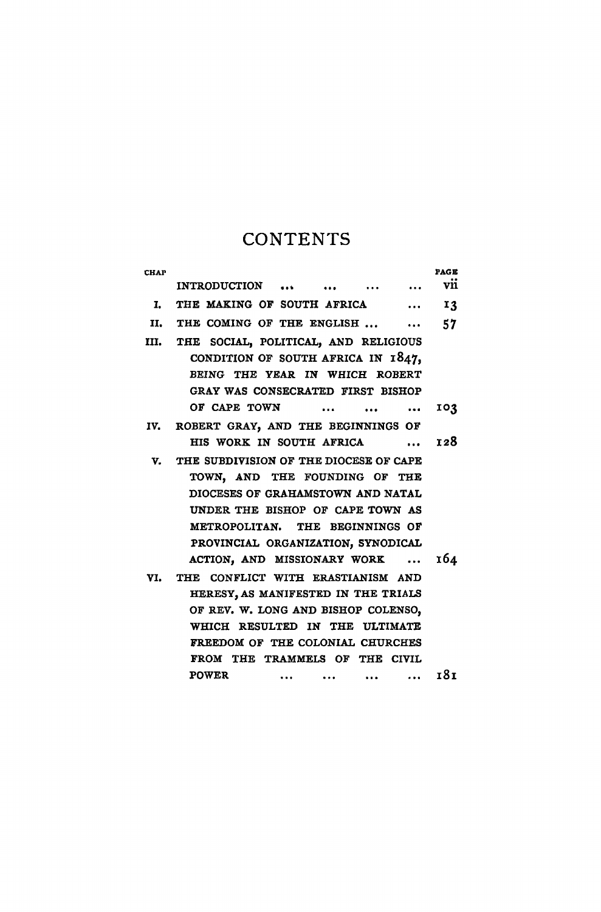# CONTENTS

| CHAP | | PAGE |
|---|---|---|
| | INTRODUCTION ... ... ... ... | vii |
| I. | THE MAKING OF SOUTH AFRICA ... | 13 |
| II. | THE COMING OF THE ENGLISH ... ... | 57 |
| III. | THE SOCIAL, POLITICAL, AND RELIGIOUS CONDITION OF SOUTH AFRICA IN 1847, BEING THE YEAR IN WHICH ROBERT GRAY WAS CONSECRATED FIRST BISHOP OF CAPE TOWN ... ... ... | 103 |
| IV. | ROBERT GRAY, AND THE BEGINNINGS OF HIS WORK IN SOUTH AFRICA ... | 128 |
| V. | THE SUBDIVISION OF THE DIOCESE OF CAPE TOWN, AND THE FOUNDING OF THE DIOCESES OF GRAHAMSTOWN AND NATAL UNDER THE BISHOP OF CAPE TOWN AS METROPOLITAN. THE BEGINNINGS OF PROVINCIAL ORGANIZATION, SYNODICAL ACTION, AND MISSIONARY WORK ... | 164 |
| VI. | THE CONFLICT WITH ERASTIANISM AND HERESY, AS MANIFESTED IN THE TRIALS OF REV. W. LONG AND BISHOP COLENSO, WHICH RESULTED IN THE ULTIMATE FREEDOM OF THE COLONIAL CHURCHES FROM THE TRAMMELS OF THE CIVIL POWER ... ... ... ... | 181 |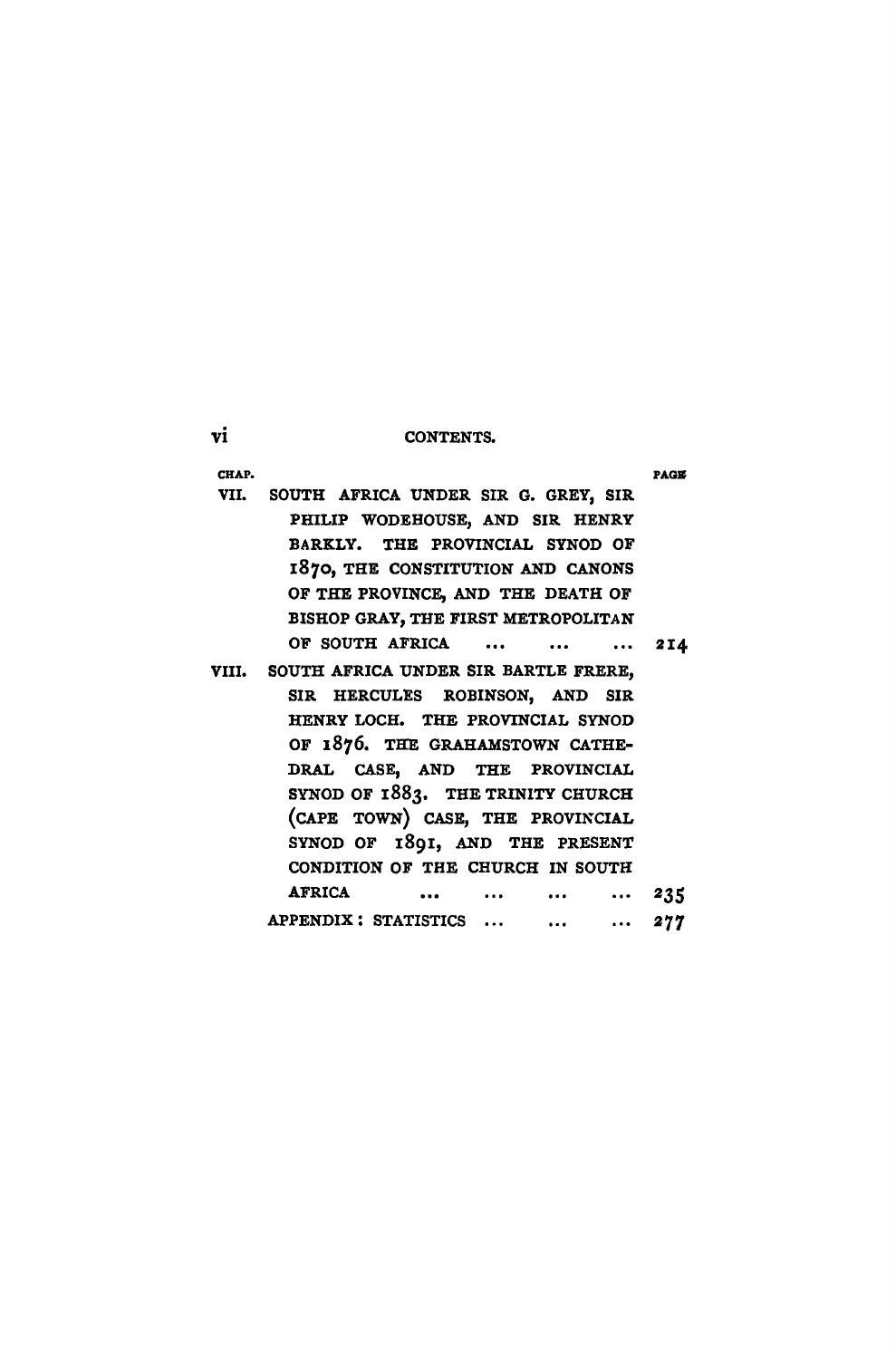| CHAP. | | PAGE |
|---|---|---|
| VII. | SOUTH AFRICA UNDER SIR G. GREY, SIR PHILIP WODEHOUSE, AND SIR HENRY BARKLY. THE PROVINCIAL SYNOD OF 1870, THE CONSTITUTION AND CANONS OF THE PROVINCE, AND THE DEATH OF BISHOP GRAY, THE FIRST METROPOLITAN OF SOUTH AFRICA ... ... ... | 214 |
| VIII. | SOUTH AFRICA UNDER SIR BARTLE FRERE, SIR HERCULES ROBINSON, AND SIR HENRY LOCH. THE PROVINCIAL SYNOD OF 1876. THE GRAHAMSTOWN CATHEDRAL CASE, AND THE PROVINCIAL SYNOD OF 1883. THE TRINITY CHURCH (CAPE TOWN) CASE, THE PROVINCIAL SYNOD OF 1891, AND THE PRESENT CONDITION OF THE CHURCH IN SOUTH AFRICA ... ... ... ... | 235 |
| | APPENDIX: STATISTICS ... ... ... | 277 |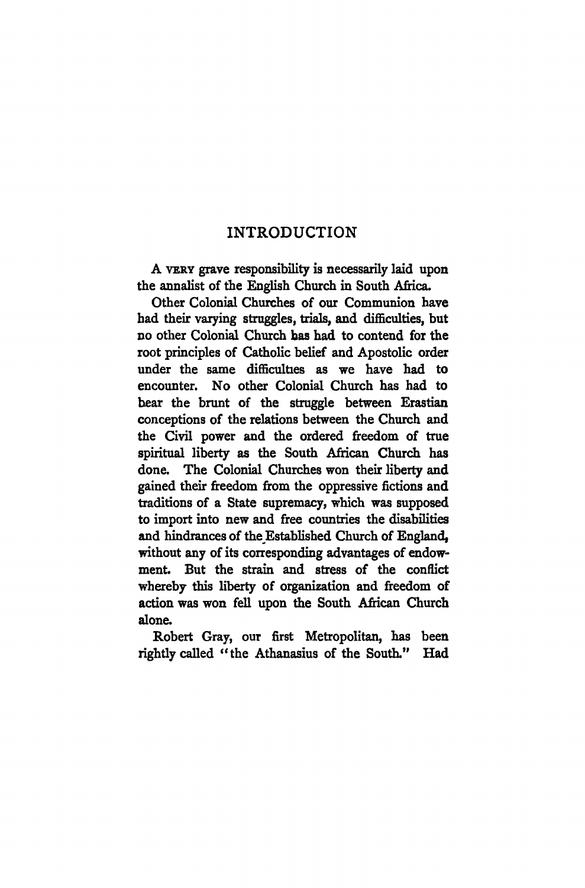## INTRODUCTION

A VERY grave responsibility is necessarily laid upon the annalist of the English Church in South Africa.

Other Colonial Churches of our Communion have had their varying struggles, trials, and difficulties, but no other Colonial Church has had to contend for the root principles of Catholic belief and Apostolic order under the same difficulties as we have had to encounter. No other Colonial Church has had to bear the brunt of the struggle between Erastian conceptions of the relations between the Church and the Civil power and the ordered freedom of true spiritual liberty as the South African Church has done. The Colonial Churches won their liberty and gained their freedom from the oppressive fictions and traditions of a State supremacy, which was supposed to import into new and free countries the disabilities and hindrances of the Established Church of England, without any of its corresponding advantages of endowment. But the strain and stress of the conflict whereby this liberty of organization and freedom of action was won fell upon the South African Church alone.

Robert Gray, our first Metropolitan, has been rightly called "the Athanasius of the South." Had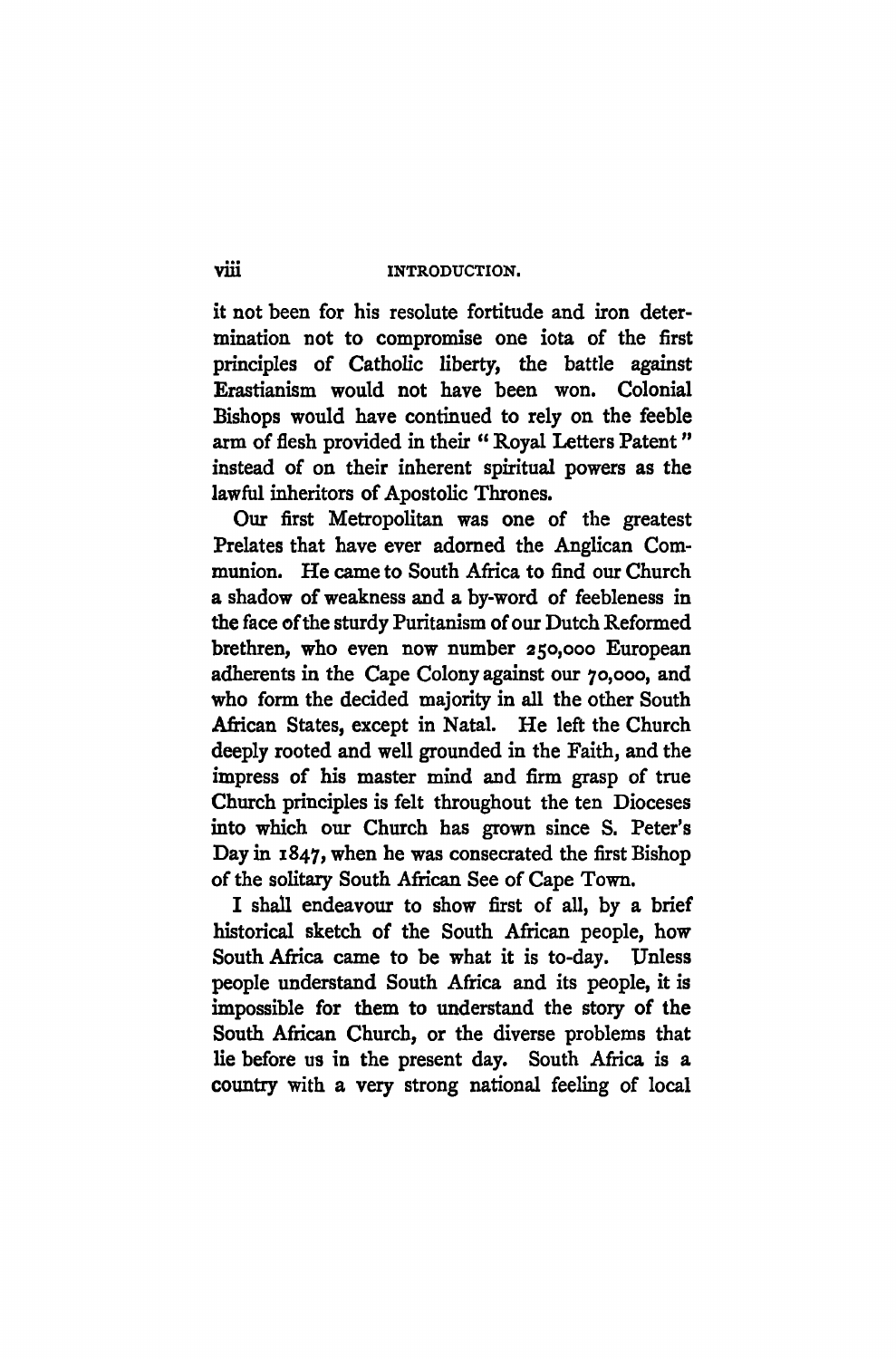it not been for his resolute fortitude and iron determination not to compromise one iota of the first principles of Catholic liberty, the battle against Erastianism would not have been won. Colonial Bishops would have continued to rely on the feeble arm of flesh provided in their "Royal Letters Patent" instead of on their inherent spiritual powers as the lawful inheritors of Apostolic Thrones.

Our first Metropolitan was one of the greatest Prelates that have ever adorned the Anglican Communion. He came to South Africa to find our Church a shadow of weakness and a by-word of feebleness in the face of the sturdy Puritanism of our Dutch Reformed brethren, who even now number 250,000 European adherents in the Cape Colony against our 70,000, and who form the decided majority in all the other South African States, except in Natal. He left the Church deeply rooted and well grounded in the Faith, and the impress of his master mind and firm grasp of true Church principles is felt throughout the ten Dioceses into which our Church has grown since S. Peter's Day in 1847, when he was consecrated the first Bishop of the solitary South African See of Cape Town.

I shall endeavour to show first of all, by a brief historical sketch of the South African people, how South Africa came to be what it is to-day. Unless people understand South Africa and its people, it is impossible for them to understand the story of the South African Church, or the diverse problems that lie before us in the present day. South Africa is a country with a very strong national feeling of local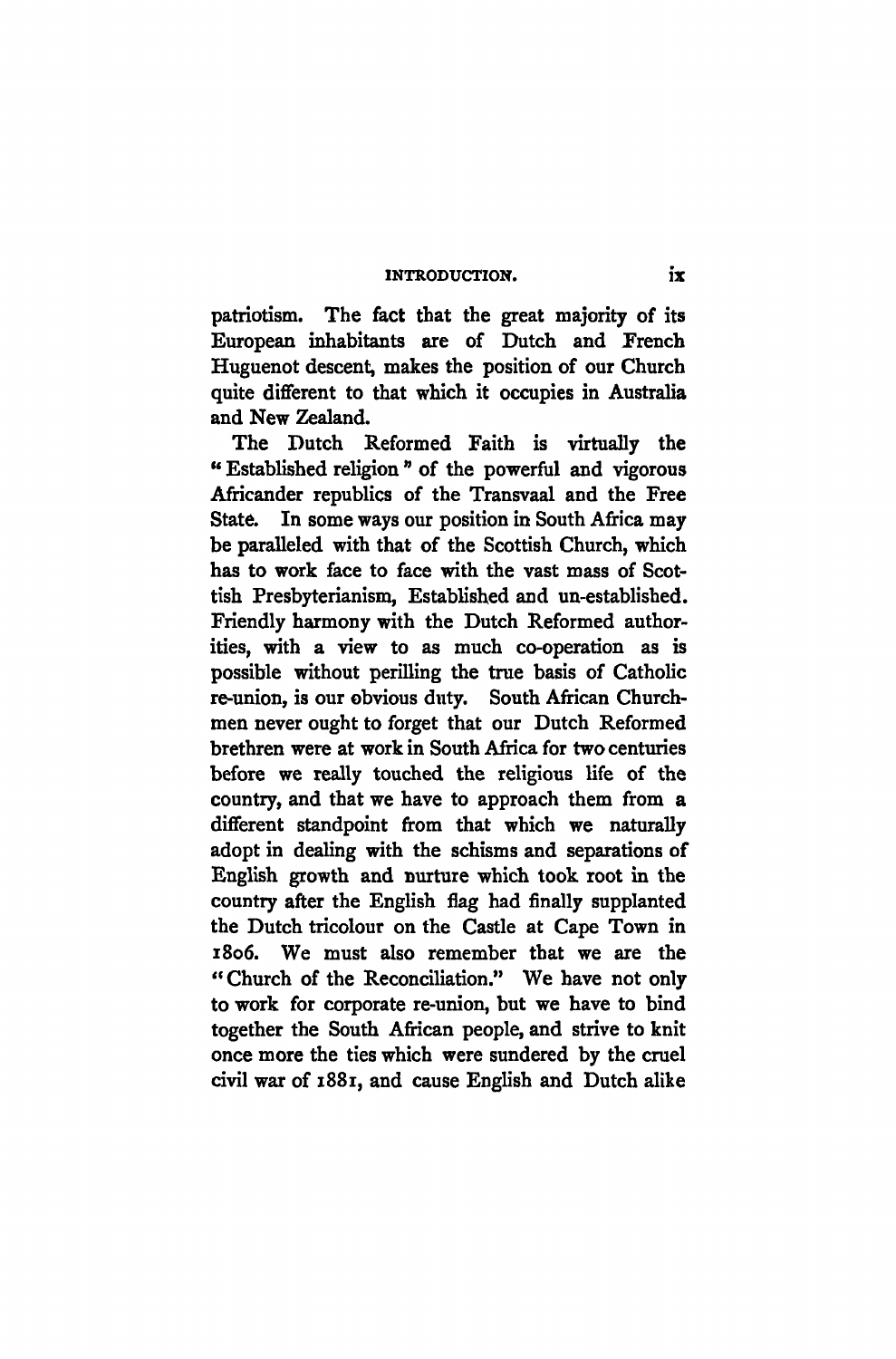patriotism. The fact that the great majority of its European inhabitants are of Dutch and French Huguenot descent, makes the position of our Church quite different to that which it occupies in Australia and New Zealand.

The Dutch Reformed Faith is virtually the "Established religion" of the powerful and vigorous Africander republics of the Transvaal and the Free State. In some ways our position in South Africa may be paralleled with that of the Scottish Church, which has to work face to face with the vast mass of Scottish Presbyterianism, Established and un-established. Friendly harmony with the Dutch Reformed authorities, with a view to as much co-operation as is possible without perilling the true basis of Catholic re-union, is our obvious duty. South African Churchmen never ought to forget that our Dutch Reformed brethren were at work in South Africa for two centuries before we really touched the religious life of the country, and that we have to approach them from a different standpoint from that which we naturally adopt in dealing with the schisms and separations of English growth and nurture which took root in the country after the English flag had finally supplanted the Dutch tricolour on the Castle at Cape Town in 1806. We must also remember that we are the "Church of the Reconciliation." We have not only to work for corporate re-union, but we have to bind together the South African people, and strive to knit once more the ties which were sundered by the cruel civil war of 1881, and cause English and Dutch alike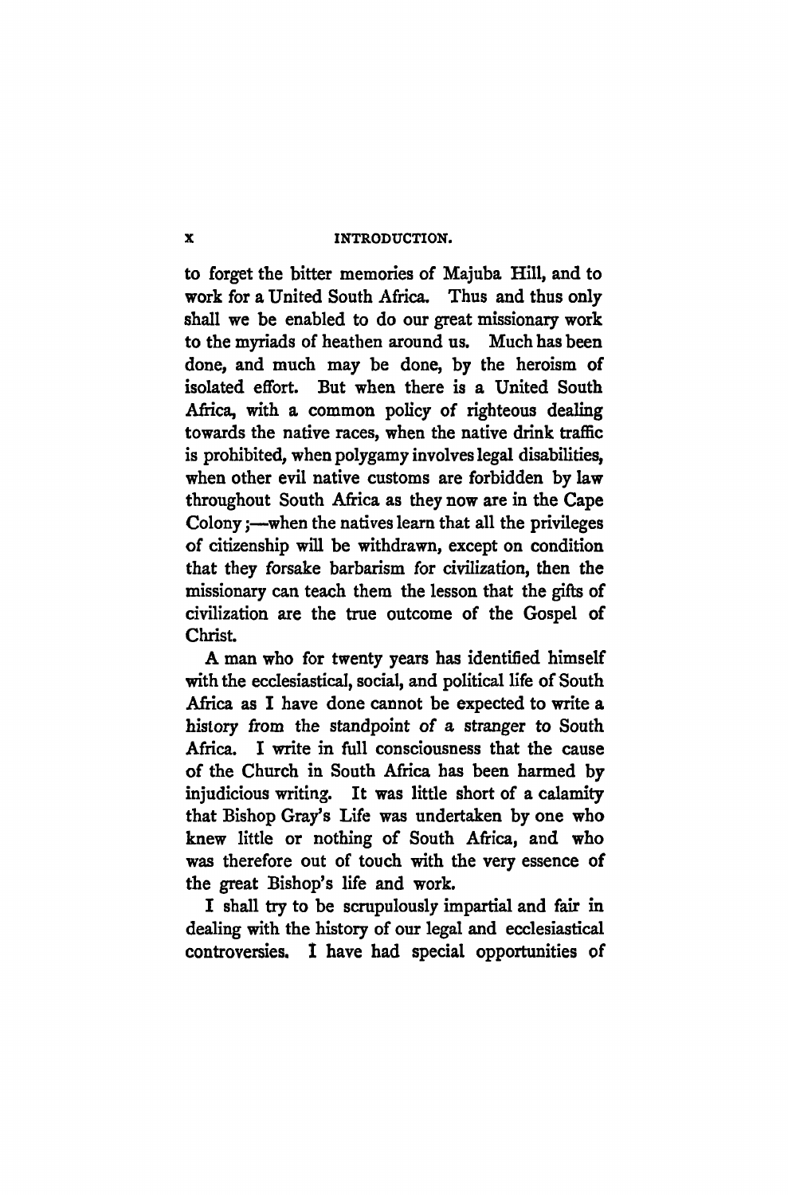to forget the bitter memories of Majuba Hill, and to work for a United South Africa. Thus and thus only shall we be enabled to do our great missionary work to the myriads of heathen around us. Much has been done, and much may be done, by the heroism of isolated effort. But when there is a United South Africa, with a common policy of righteous dealing towards the native races, when the native drink traffic is prohibited, when polygamy involves legal disabilities, when other evil native customs are forbidden by law throughout South Africa as they now are in the Cape Colony;—when the natives learn that all the privileges of citizenship will be withdrawn, except on condition that they forsake barbarism for civilization, then the missionary can teach them the lesson that the gifts of civilization are the true outcome of the Gospel of Christ.

A man who for twenty years has identified himself with the ecclesiastical, social, and political life of South Africa as I have done cannot be expected to write a history from the standpoint of a stranger to South Africa. I write in full consciousness that the cause of the Church in South Africa has been harmed by injudicious writing. It was little short of a calamity that Bishop Gray's Life was undertaken by one who knew little or nothing of South Africa, and who was therefore out of touch with the very essence of the great Bishop's life and work.

I shall try to be scrupulously impartial and fair in dealing with the history of our legal and ecclesiastical controversies. I have had special opportunities of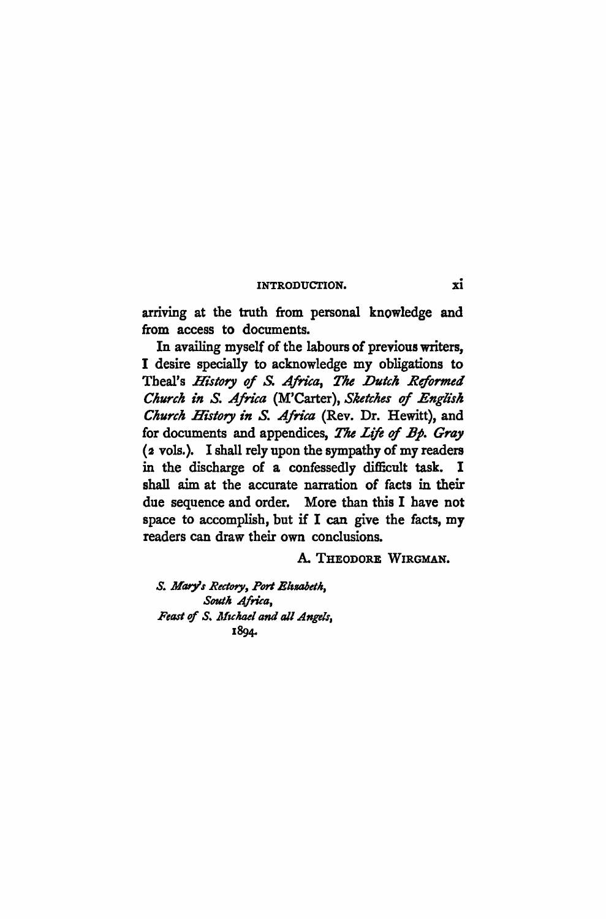arriving at the truth from personal knowledge and from access to documents.

In availing myself of the labours of previous writers, I desire specially to acknowledge my obligations to Theal's *History of S. Africa*, *The Dutch Reformed Church in S. Africa* (M'Carter), *Sketches of English Church History in S. Africa* (Rev. Dr. Hewitt), and for documents and appendices, *The Life of Bp. Gray* (2 vols.). I shall rely upon the sympathy of my readers in the discharge of a confessedly difficult task. I shall aim at the accurate narration of facts in their due sequence and order. More than this I have not space to accomplish, but if I can give the facts, my readers can draw their own conclusions.

A. THEODORE WIRGMAN.

*S. Mary's Rectory, Port Elizabeth,*
*South Africa,*
*Feast of S. Michael and all Angels,*
1894.